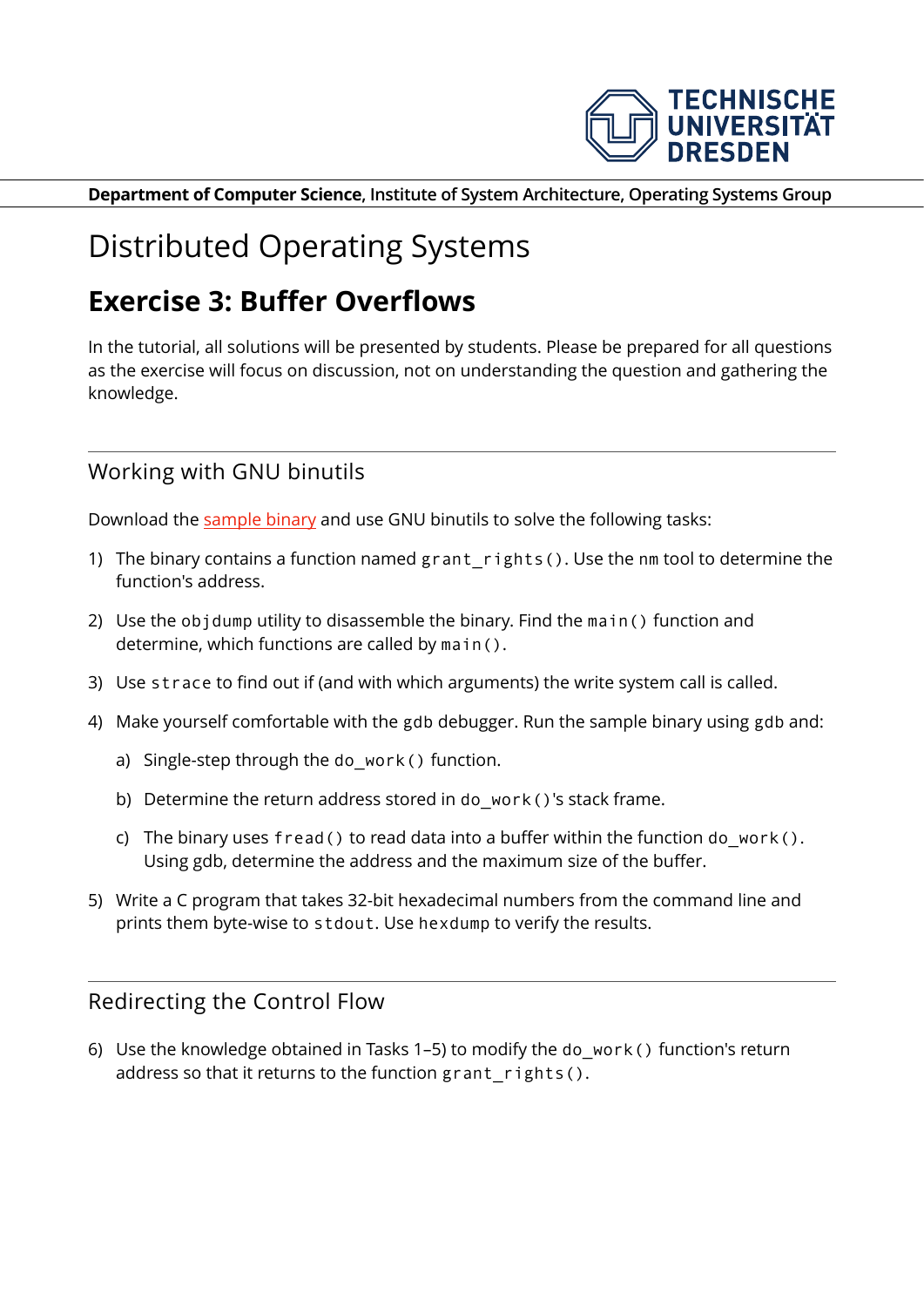TECHNISCHE UNIVERSITÄT DRESDEN

**Department of Computer Science**, Institute of System Architecture, Operating Systems Group

# Distributed Operating Systems

## Exercise 3: Buffer Overflows

In the tutorial, all solutions will be presented by students. Please be prepared for all questions as the exercise will focus on discussion, not on understanding the question and gathering the knowledge.

---

### Working with GNU binutils

Download the sample binary and use GNU binutils to solve the following tasks:

1) The binary contains a function named `grant_rights()`. Use the `nm` tool to determine the function's address.

2) Use the `objdump` utility to disassemble the binary. Find the `main()` function and determine, which functions are called by `main()`.

3) Use `strace` to find out if (and with which arguments) the write system call is called.

4) Make yourself comfortable with the `gdb` debugger. Run the sample binary using `gdb` and:

   a) Single-step through the `do_work()` function.

   b) Determine the return address stored in `do_work()`'s stack frame.

   c) The binary uses `fread()` to read data into a buffer within the function `do_work()`. Using gdb, determine the address and the maximum size of the buffer.

5) Write a C program that takes 32-bit hexadecimal numbers from the command line and prints them byte-wise to `stdout`. Use `hexdump` to verify the results.

---

### Redirecting the Control Flow

6) Use the knowledge obtained in Tasks 1–5) to modify the `do_work()` function's return address so that it returns to the function `grant_rights()`.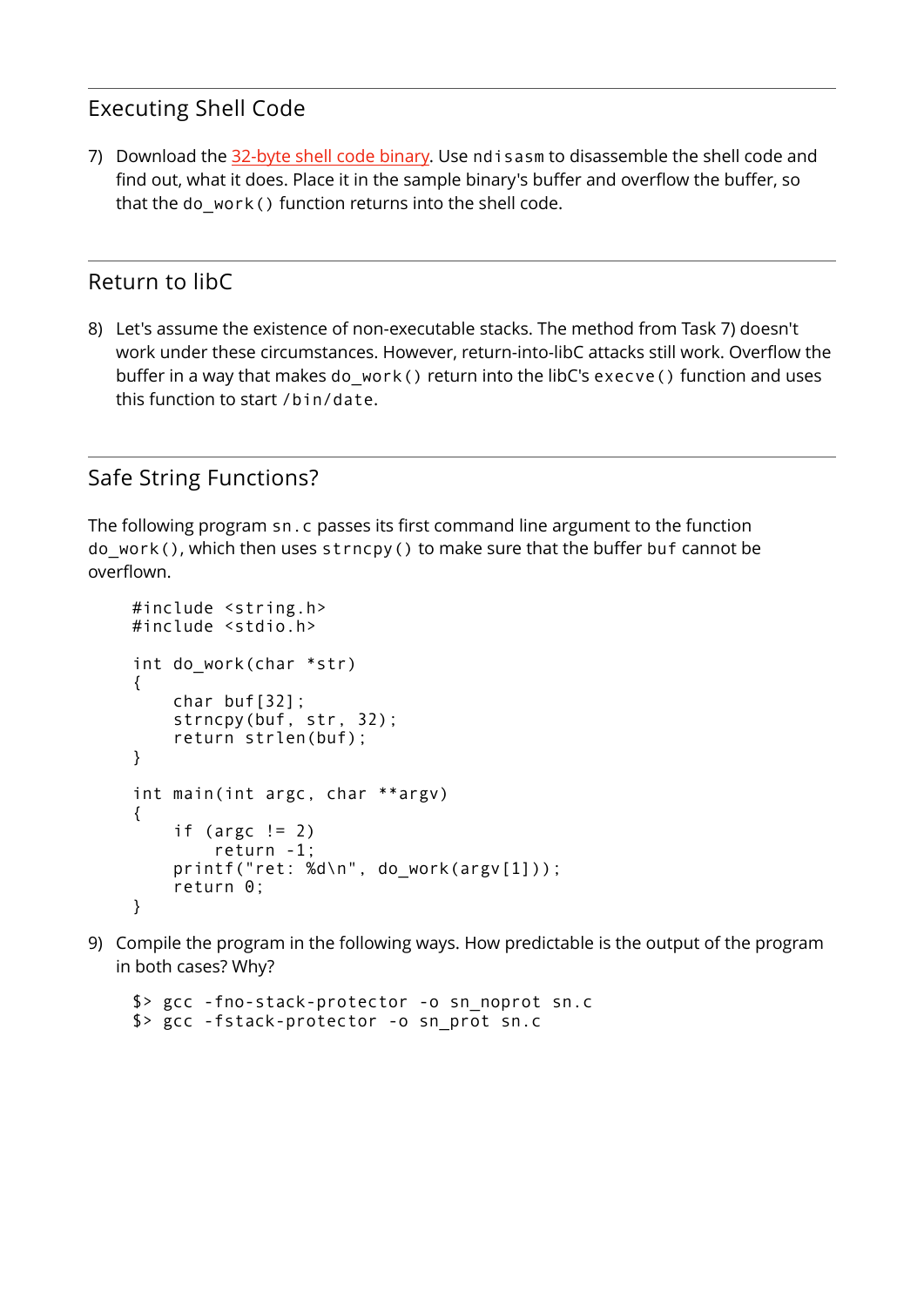## Executing Shell Code

7) Download the 32-byte shell code binary. Use `ndisasm` to disassemble the shell code and find out, what it does. Place it in the sample binary's buffer and overflow the buffer, so that the `do_work()` function returns into the shell code.

## Return to libC

8) Let's assume the existence of non-executable stacks. The method from Task 7) doesn't work under these circumstances. However, return-into-libC attacks still work. Overflow the buffer in a way that makes `do_work()` return into the libC's `execve()` function and uses this function to start `/bin/date`.

## Safe String Functions?

The following program `sn.c` passes its first command line argument to the function `do_work()`, which then uses `strncpy()` to make sure that the buffer `buf` cannot be overflown.

```
#include <string.h>
#include <stdio.h>

int do_work(char *str)
{
    char buf[32];
    strncpy(buf, str, 32);
    return strlen(buf);
}

int main(int argc, char **argv)
{
    if (argc != 2)
        return -1;
    printf("ret: %d\n", do_work(argv[1]));
    return 0;
}
```

9) Compile the program in the following ways. How predictable is the output of the program in both cases? Why?

```
$> gcc -fno-stack-protector -o sn_noprot sn.c
$> gcc -fstack-protector -o sn_prot sn.c
```